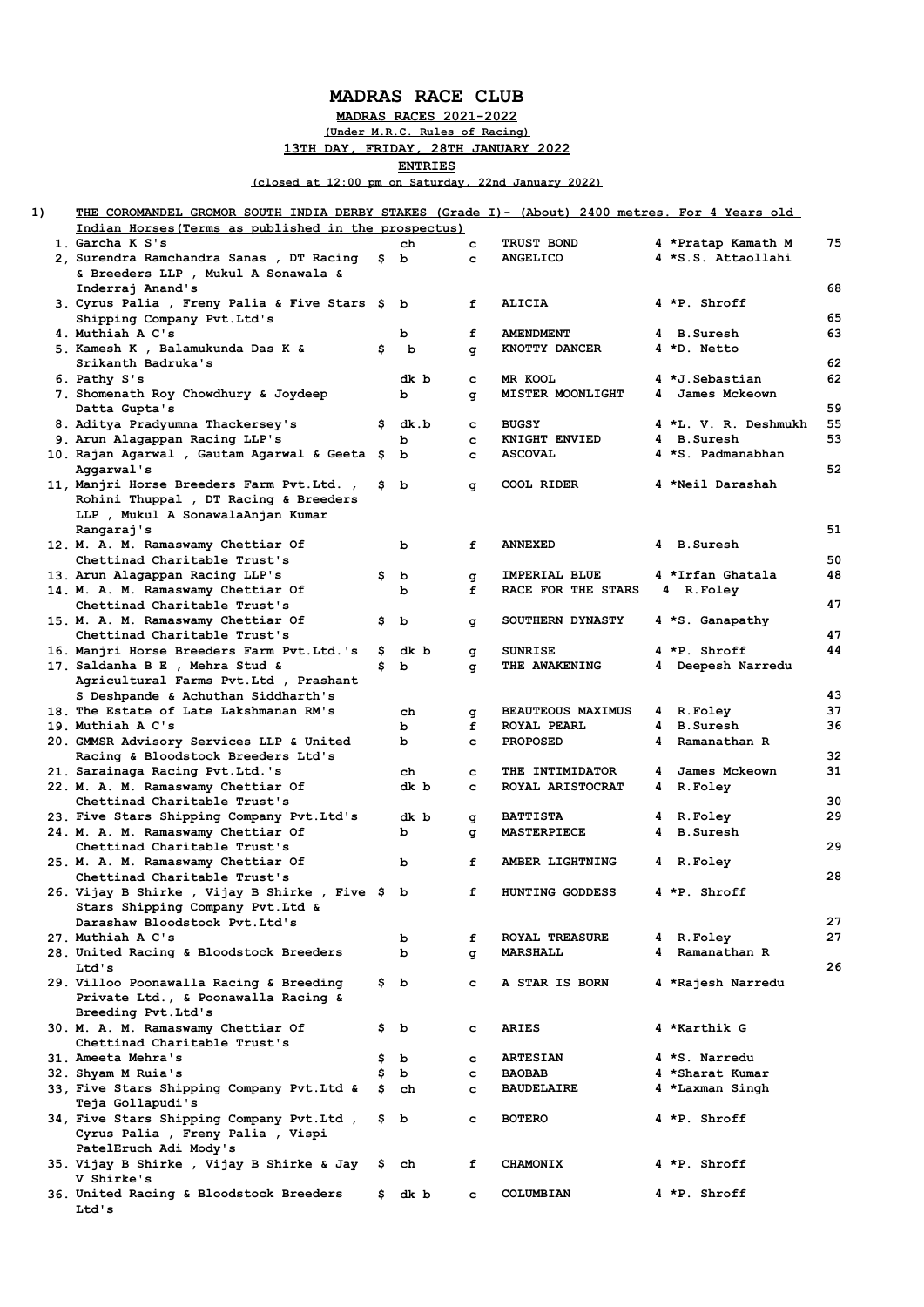# MADRAS RACE CLUB

**MADRAS RACES 2021-2022**

**(Under M.R.C. Rules of Racing)**

**13TH DAY, FRIDAY, 28TH JANUARY 2022**

**ENTRIES**

**(closed at 12:00 pm on Saturday, 22nd January 2022)**

**1) THE COROMANDEL GROMOR SOUTH INDIA DERBY STAKES (Grade I)- (About) 2400 metres. For 4 Years old Indian Horses(Terms as published in the prospectus)**

| No. | Owner | $ | Colour | Sex | Horse | Age | Trainer | Rating |
|---|---|---|---|---|---|---|---|---|
| 1. | Garcha K S's | | ch | c | TRUST BOND | 4 | *Pratap Kamath M | 75 |
| 2, | Surendra Ramchandra Sanas , DT Racing & Breeders LLP , Mukul A Sonawala & Inderraj Anand's | $ | b | c | ANGELICO | 4 | *S.S. Attaollahi | 68 |
| 3. | Cyrus Palia , Freny Palia & Five Stars Shipping Company Pvt.Ltd's | $ | b | f | ALICIA | 4 | *P. Shroff | 65 |
| 4. | Muthiah A C's | | b | f | AMENDMENT | 4 | B.Suresh | 63 |
| 5. | Kamesh K , Balamukunda Das K & Srikanth Badruka's | $ | b | g | KNOTTY DANCER | 4 | *D. Netto | 62 |
| 6. | Pathy S's | | dk b | c | MR KOOL | 4 | *J.Sebastian | 62 |
| 7. | Shomenath Roy Chowdhury & Joydeep Datta Gupta's | | b | g | MISTER MOONLIGHT | 4 | James Mckeown | 59 |
| 8. | Aditya Pradyumna Thackersey's | $ | dk.b | c | BUGSY | 4 | *L. V. R. Deshmukh | 55 |
| 9. | Arun Alagappan Racing LLP's | | b | c | KNIGHT ENVIED | 4 | B.Suresh | 53 |
| 10. | Rajan Agarwal , Gautam Agarwal & Geeta Aggarwal's | $ | b | c | ASCOVAL | 4 | *S. Padmanabhan | 52 |
| 11, | Manjri Horse Breeders Farm Pvt.Ltd. , Rohini Thuppal , DT Racing & Breeders LLP , Mukul A SonawalaAnjan Kumar Rangaraj's | $ | b | g | COOL RIDER | 4 | *Neil Darashah | 51 |
| 12. | M. A. M. Ramaswamy Chettiar Of Chettinad Charitable Trust's | | b | f | ANNEXED | 4 | B.Suresh | 50 |
| 13. | Arun Alagappan Racing LLP's | $ | b | g | IMPERIAL BLUE | 4 | *Irfan Ghatala | 48 |
| 14. | M. A. M. Ramaswamy Chettiar Of Chettinad Charitable Trust's | | b | f | RACE FOR THE STARS | 4 | R.Foley | 47 |
| 15. | M. A. M. Ramaswamy Chettiar Of Chettinad Charitable Trust's | $ | b | g | SOUTHERN DYNASTY | 4 | *S. Ganapathy | 47 |
| 16. | Manjri Horse Breeders Farm Pvt.Ltd.'s | $ | dk b | g | SUNRISE | 4 | *P. Shroff | 44 |
| 17. | Saldanha B E , Mehra Stud & Agricultural Farms Pvt.Ltd , Prashant S Deshpande & Achuthan Siddharth's | $ | b | g | THE AWAKENING | 4 | Deepesh Narredu | 43 |
| 18. | The Estate of Late Lakshmanan RM's | | ch | g | BEAUTEOUS MAXIMUS | 4 | R.Foley | 37 |
| 19. | Muthiah A C's | | b | f | ROYAL PEARL | 4 | B.Suresh | 36 |
| 20. | GMMSR Advisory Services LLP & United Racing & Bloodstock Breeders Ltd's | | b | c | PROPOSED | 4 | Ramanathan R | 32 |
| 21. | Sarainaga Racing Pvt.Ltd.'s | | ch | c | THE INTIMIDATOR | 4 | James Mckeown | 31 |
| 22. | M. A. M. Ramaswamy Chettiar Of Chettinad Charitable Trust's | | dk b | c | ROYAL ARISTOCRAT | 4 | R.Foley | 30 |
| 23. | Five Stars Shipping Company Pvt.Ltd's | | dk b | g | BATTISTA | 4 | R.Foley | 29 |
| 24. | M. A. M. Ramaswamy Chettiar Of Chettinad Charitable Trust's | | b | g | MASTERPIECE | 4 | B.Suresh | 29 |
| 25. | M. A. M. Ramaswamy Chettiar Of Chettinad Charitable Trust's | | b | f | AMBER LIGHTNING | 4 | R.Foley | 28 |
| 26. | Vijay B Shirke , Vijay B Shirke , Five Stars Shipping Company Pvt.Ltd & Darashaw Bloodstock Pvt.Ltd's | $ | b | f | HUNTING GODDESS | 4 | *P. Shroff | 27 |
| 27. | Muthiah A C's | | b | f | ROYAL TREASURE | 4 | R.Foley | 27 |
| 28. | United Racing & Bloodstock Breeders Ltd's | | b | g | MARSHALL | 4 | Ramanathan R | 26 |
| 29. | Villoo Poonawalla Racing & Breeding Private Ltd., & Poonawalla Racing & Breeding Pvt.Ltd's | $ | b | c | A STAR IS BORN | 4 | *Rajesh Narredu | |
| 30. | M. A. M. Ramaswamy Chettiar Of Chettinad Charitable Trust's | $ | b | c | ARIES | 4 | *Karthik G | |
| 31. | Ameeta Mehra's | $ | b | c | ARTESIAN | 4 | *S. Narredu | |
| 32. | Shyam M Ruia's | $ | b | c | BAOBAB | 4 | *Sharat Kumar | |
| 33, | Five Stars Shipping Company Pvt.Ltd & Teja Gollapudi's | $ | ch | c | BAUDELAIRE | 4 | *Laxman Singh | |
| 34, | Five Stars Shipping Company Pvt.Ltd , Cyrus Palia , Freny Palia , Vispi PatelEruch Adi Mody's | $ | b | c | BOTERO | 4 | *P. Shroff | |
| 35. | Vijay B Shirke , Vijay B Shirke & Jay V Shirke's | $ | ch | f | CHAMONIX | 4 | *P. Shroff | |
| 36. | United Racing & Bloodstock Breeders Ltd's | $ | dk b | c | COLUMBIAN | 4 | *P. Shroff | |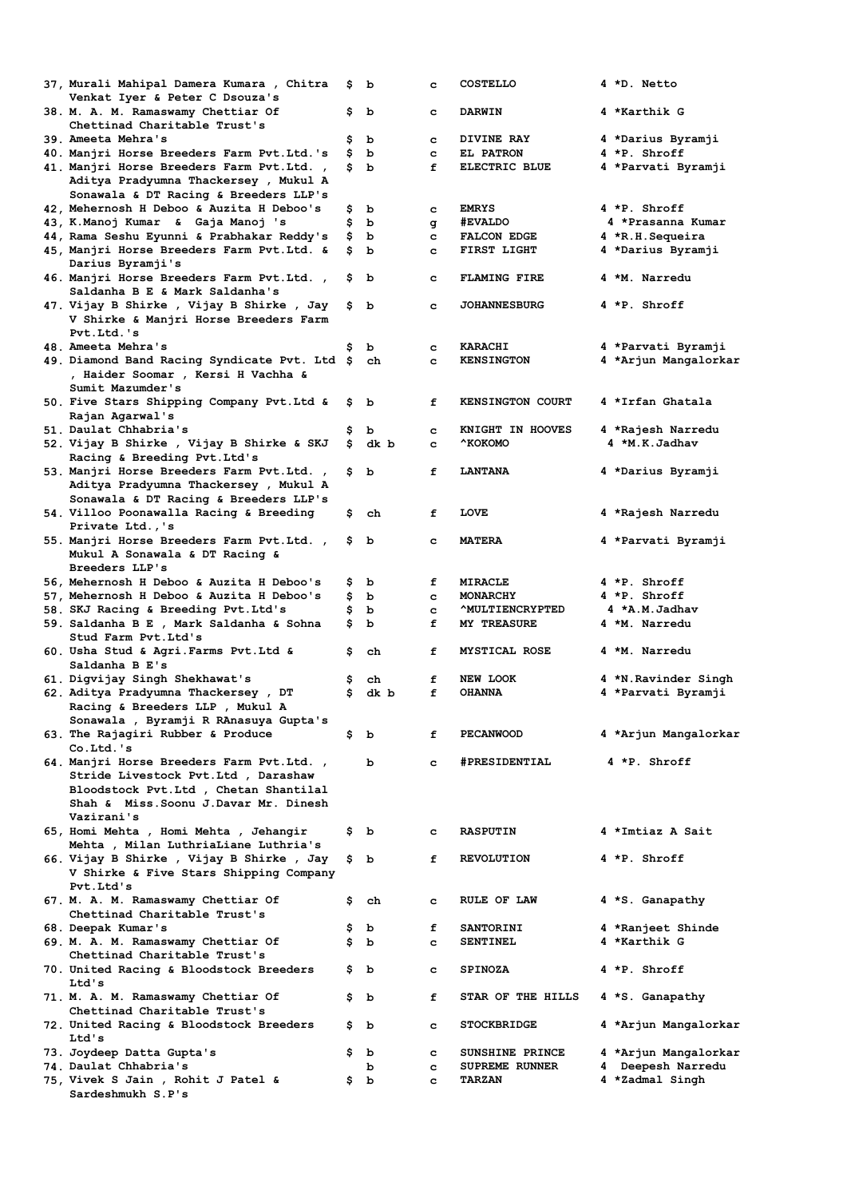| No. | Owner(s) | | Colour | Sex | Horse | Age | Jockey/Trainer |
|---|---|---|---|---|---|---|---|
| 37, | Murali Mahipal Damera Kumara , Chitra Venkat Iyer & Peter C Dsouza's | $ | b | c | COSTELLO | 4 | *D. Netto |
| 38. | M. A. M. Ramaswamy Chettiar Of Chettinad Charitable Trust's | $ | b | c | DARWIN | 4 | *Karthik G |
| 39. | Ameeta Mehra's | $ | b | c | DIVINE RAY | 4 | *Darius Byramji |
| 40. | Manjri Horse Breeders Farm Pvt.Ltd.'s | $ | b | c | EL PATRON | 4 | *P. Shroff |
| 41. | Manjri Horse Breeders Farm Pvt.Ltd. , Aditya Pradyumna Thackersey , Mukul A Sonawala & DT Racing & Breeders LLP's | $ | b | f | ELECTRIC BLUE | 4 | *Parvati Byramji |
| 42, | Mehernosh H Deboo & Auzita H Deboo's | $ | b | c | EMRYS | 4 | *P. Shroff |
| 43, | K.Manoj Kumar & Gaja Manoj 's | $ | b | g | #EVALDO | 4 | *Prasanna Kumar |
| 44, | Rama Seshu Eyunni & Prabhakar Reddy's | $ | b | c | FALCON EDGE | 4 | *R.H.Sequeira |
| 45, | Manjri Horse Breeders Farm Pvt.Ltd. & Darius Byramji's | $ | b | c | FIRST LIGHT | 4 | *Darius Byramji |
| 46. | Manjri Horse Breeders Farm Pvt.Ltd. , Saldanha B E & Mark Saldanha's | $ | b | c | FLAMING FIRE | 4 | *M. Narredu |
| 47. | Vijay B Shirke , Vijay B Shirke , Jay V Shirke & Manjri Horse Breeders Farm Pvt.Ltd.'s | $ | b | c | JOHANNESBURG | 4 | *P. Shroff |
| 48. | Ameeta Mehra's | $ | b | c | KARACHI | 4 | *Parvati Byramji |
| 49. | Diamond Band Racing Syndicate Pvt. Ltd , Haider Soomar , Kersi H Vachha & Sumit Mazumder's | $ | ch | c | KENSINGTON | 4 | *Arjun Mangalorkar |
| 50. | Five Stars Shipping Company Pvt.Ltd & Rajan Agarwal's | $ | b | f | KENSINGTON COURT | 4 | *Irfan Ghatala |
| 51. | Daulat Chhabria's | $ | b | c | KNIGHT IN HOOVES | 4 | *Rajesh Narredu |
| 52. | Vijay B Shirke , Vijay B Shirke & SKJ Racing & Breeding Pvt.Ltd's | $ | dk b | c | ^KOKOMO | 4 | *M.K.Jadhav |
| 53. | Manjri Horse Breeders Farm Pvt.Ltd. , Aditya Pradyumna Thackersey , Mukul A Sonawala & DT Racing & Breeders LLP's | $ | b | f | LANTANA | 4 | *Darius Byramji |
| 54. | Villoo Poonawalla Racing & Breeding Private Ltd.,'s | $ | ch | f | LOVE | 4 | *Rajesh Narredu |
| 55. | Manjri Horse Breeders Farm Pvt.Ltd. , Mukul A Sonawala & DT Racing & Breeders LLP's | $ | b | c | MATERA | 4 | *Parvati Byramji |
| 56, | Mehernosh H Deboo & Auzita H Deboo's | $ | b | f | MIRACLE | 4 | *P. Shroff |
| 57, | Mehernosh H Deboo & Auzita H Deboo's | $ | b | c | MONARCHY | 4 | *P. Shroff |
| 58. | SKJ Racing & Breeding Pvt.Ltd's | $ | b | c | ^MULTIENCRYPTED | 4 | *A.M.Jadhav |
| 59. | Saldanha B E , Mark Saldanha & Sohna Stud Farm Pvt.Ltd's | $ | b | f | MY TREASURE | 4 | *M. Narredu |
| 60. | Usha Stud & Agri.Farms Pvt.Ltd & Saldanha B E's | $ | ch | f | MYSTICAL ROSE | 4 | *M. Narredu |
| 61. | Digvijay Singh Shekhawat's | $ | ch | f | NEW LOOK | 4 | *N.Ravinder Singh |
| 62. | Aditya Pradyumna Thackersey , DT Racing & Breeders LLP , Mukul A Sonawala , Byramji R RAnasuya Gupta's | $ | dk b | f | OHANNA | 4 | *Parvati Byramji |
| 63. | The Rajagiri Rubber & Produce Co.Ltd.'s | $ | b | f | PECANWOOD | 4 | *Arjun Mangalorkar |
| 64. | Manjri Horse Breeders Farm Pvt.Ltd. , Stride Livestock Pvt.Ltd , Darashaw Bloodstock Pvt.Ltd , Chetan Shantilal Shah & Miss.Soonu J.Davar Mr. Dinesh Vazirani's | | b | c | #PRESIDENTIAL | 4 | *P. Shroff |
| 65, | Homi Mehta , Homi Mehta , Jehangir Mehta , Milan LuthriaLiane Luthria's | $ | b | c | RASPUTIN | 4 | *Imtiaz A Sait |
| 66. | Vijay B Shirke , Vijay B Shirke , Jay V Shirke & Five Stars Shipping Company Pvt.Ltd's | $ | b | f | REVOLUTION | 4 | *P. Shroff |
| 67. | M. A. M. Ramaswamy Chettiar Of Chettinad Charitable Trust's | $ | ch | c | RULE OF LAW | 4 | *S. Ganapathy |
| 68. | Deepak Kumar's | $ | b | f | SANTORINI | 4 | *Ranjeet Shinde |
| 69. | M. A. M. Ramaswamy Chettiar Of Chettinad Charitable Trust's | $ | b | c | SENTINEL | 4 | *Karthik G |
| 70. | United Racing & Bloodstock Breeders Ltd's | $ | b | c | SPINOZA | 4 | *P. Shroff |
| 71. | M. A. M. Ramaswamy Chettiar Of Chettinad Charitable Trust's | $ | b | f | STAR OF THE HILLS | 4 | *S. Ganapathy |
| 72. | United Racing & Bloodstock Breeders Ltd's | $ | b | c | STOCKBRIDGE | 4 | *Arjun Mangalorkar |
| 73. | Joydeep Datta Gupta's | $ | b | c | SUNSHINE PRINCE | 4 | *Arjun Mangalorkar |
| 74. | Daulat Chhabria's | | b | c | SUPREME RUNNER | 4 | Deepesh Narredu |
| 75, | Vivek S Jain , Rohit J Patel & Sardeshmukh S.P's | $ | b | c | TARZAN | 4 | *Zadmal Singh |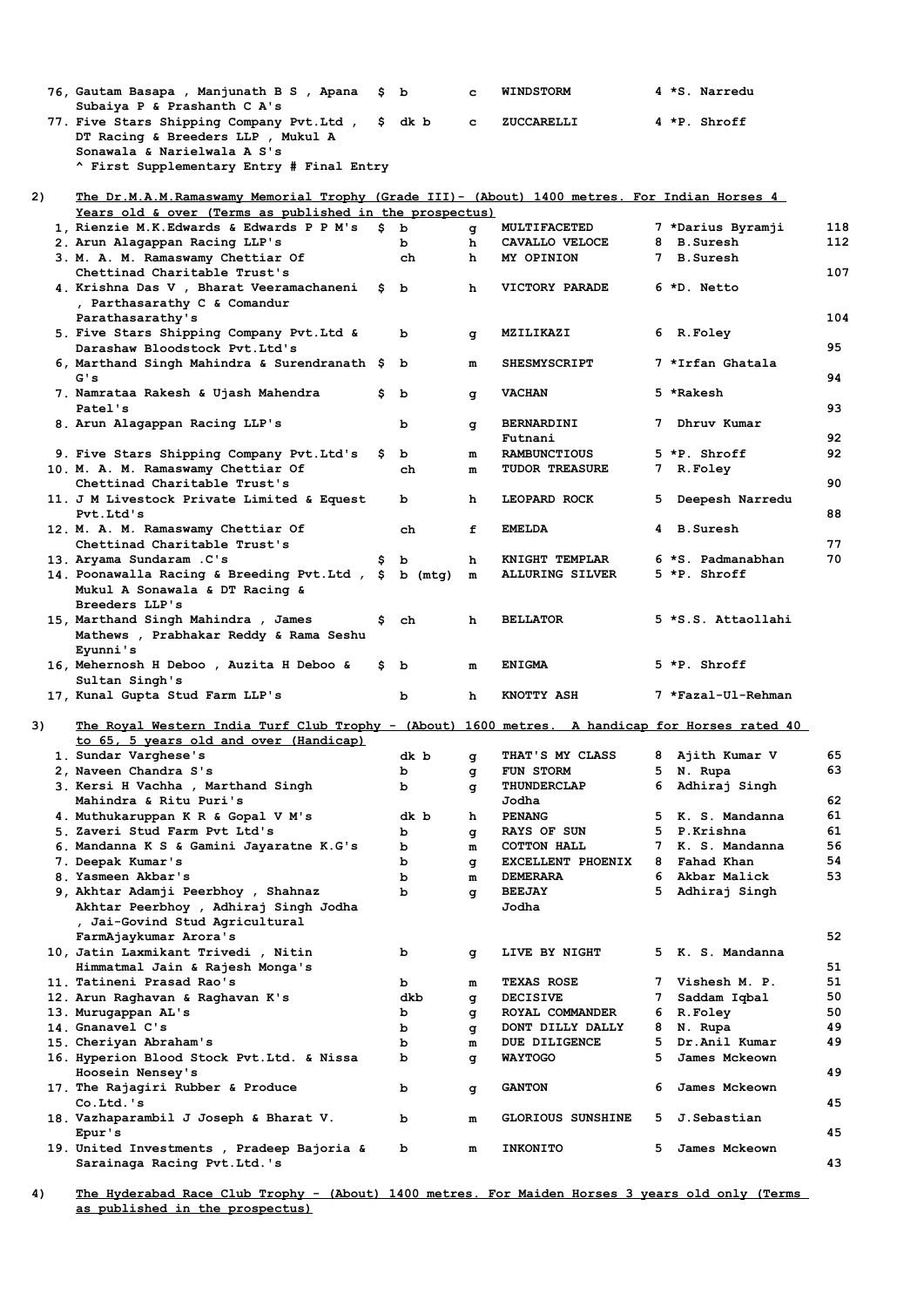76, Gautam Basapa , Manjunath B S , Apana Subaiya P & Prashanth C A's | $ | b | c | WINDSTORM | 4 *S. Narredu

77. Five Stars Shipping Company Pvt.Ltd , DT Racing & Breeders LLP , Mukul A Sonawala & Narielwala A S's | $ | dk b | c | ZUCCARELLI | 4 *P. Shroff

^ First Supplementary Entry # Final Entry

**2) The Dr.M.A.M.Ramaswamy Memorial Trophy (Grade III)- (About) 1400 metres. For Indian Horses 4 Years old & over (Terms as published in the prospectus)**

| No. | Owner | | Colour | Sex | Horse | Age | Jockey | Rating |
|---|---|---|---|---|---|---|---|---|
| 1, | Rienzie M.K.Edwards & Edwards P P M's | $ | b | g | MULTIFACETED | 7 | *Darius Byramji | 118 |
| 2. | Arun Alagappan Racing LLP's | | b | h | CAVALLO VELOCE | 8 | B.Suresh | 112 |
| 3. | M. A. M. Ramaswamy Chettiar Of Chettinad Charitable Trust's | | ch | h | MY OPINION | 7 | B.Suresh | 107 |
| 4. | Krishna Das V , Bharat Veeramachaneni , Parthasarathy C & Comandur Parathasarathy's | $ | b | h | VICTORY PARADE | 6 | *D. Netto | 104 |
| 5. | Five Stars Shipping Company Pvt.Ltd & Darashaw Bloodstock Pvt.Ltd's | | b | g | MZILIKAZI | 6 | R.Foley | 95 |
| 6, | Marthand Singh Mahindra & Surendranath G's | $ | b | m | SHESMYSCRIPT | 7 | *Irfan Ghatala | 94 |
| 7. | Namrataa Rakesh & Ujash Mahendra Patel's | $ | b | g | VACHAN | 5 | *Rakesh | 93 |
| 8. | Arun Alagappan Racing LLP's | | b | g | BERNARDINI | 7 | Dhruv Kumar Futnani | 92 |
| 9. | Five Stars Shipping Company Pvt.Ltd's | $ | b | m | RAMBUNCTIOUS | 5 | *P. Shroff | 92 |
| 10. | M. A. M. Ramaswamy Chettiar Of Chettinad Charitable Trust's | | ch | m | TUDOR TREASURE | 7 | R.Foley | 90 |
| 11. | J M Livestock Private Limited & Equest Pvt.Ltd's | | b | h | LEOPARD ROCK | 5 | Deepesh Narredu | 88 |
| 12. | M. A. M. Ramaswamy Chettiar Of Chettinad Charitable Trust's | | ch | f | EMELDA | 4 | B.Suresh | 77 |
| 13. | Aryama Sundaram .C's | $ | b | h | KNIGHT TEMPLAR | 6 | *S. Padmanabhan | 70 |
| 14. | Poonawalla Racing & Breeding Pvt.Ltd , Mukul A Sonawala & DT Racing & Breeders LLP's | $ | b (mtg) | m | ALLURING SILVER | 5 | *P. Shroff | |
| 15, | Marthand Singh Mahindra , James Mathews , Prabhakar Reddy & Rama Seshu Eyunni's | $ | ch | h | BELLATOR | 5 | *S.S. Attaollahi | |
| 16, | Mehernosh H Deboo , Auzita H Deboo & Sultan Singh's | $ | b | m | ENIGMA | 5 | *P. Shroff | |
| 17, | Kunal Gupta Stud Farm LLP's | | b | h | KNOTTY ASH | 7 | *Fazal-Ul-Rehman | |

**3) The Royal Western India Turf Club Trophy - (About) 1600 metres. A handicap for Horses rated 40 to 65, 5 years old and over (Handicap)**

| No. | Owner | Colour | Sex | Horse | Age | Jockey | Rating |
|---|---|---|---|---|---|---|---|
| 1. | Sundar Varghese's | dk b | g | THAT'S MY CLASS | 8 | Ajith Kumar V | 65 |
| 2, | Naveen Chandra S's | b | g | FUN STORM | 5 | N. Rupa | 63 |
| 3. | Kersi H Vachha , Marthand Singh Mahindra & Ritu Puri's | b | g | THUNDERCLAP | 6 | Adhiraj Singh Jodha | 62 |
| 4. | Muthukaruppan K R & Gopal V M's | dk b | h | PENANG | 5 | K. S. Mandanna | 61 |
| 5. | Zaveri Stud Farm Pvt Ltd's | b | g | RAYS OF SUN | 5 | P.Krishna | 61 |
| 6. | Mandanna K S & Gamini Jayaratne K.G's | b | m | COTTON HALL | 7 | K. S. Mandanna | 56 |
| 7. | Deepak Kumar's | b | g | EXCELLENT PHOENIX | 8 | Fahad Khan | 54 |
| 8. | Yasmeen Akbar's | b | m | DEMERARA | 6 | Akbar Malick | 53 |
| 9, | Akhtar Adamji Peerbhoy , Shahnaz Akhtar Peerbhoy , Adhiraj Singh Jodha , Jai-Govind Stud Agricultural FarmAjaykumar Arora's | b | g | BEEJAY | 5 | Adhiraj Singh Jodha | 52 |
| 10, | Jatin Laxmikant Trivedi , Nitin Himmatmal Jain & Rajesh Monga's | b | g | LIVE BY NIGHT | 5 | K. S. Mandanna | 51 |
| 11. | Tatineni Prasad Rao's | b | m | TEXAS ROSE | 7 | Vishesh M. P. | 51 |
| 12. | Arun Raghavan & Raghavan K's | dkb | g | DECISIVE | 7 | Saddam Iqbal | 50 |
| 13. | Murugappan AL's | b | g | ROYAL COMMANDER | 6 | R.Foley | 50 |
| 14. | Gnanavel C's | b | g | DONT DILLY DALLY | 8 | N. Rupa | 49 |
| 15. | Cheriyan Abraham's | b | m | DUE DILIGENCE | 5 | Dr.Anil Kumar | 49 |
| 16. | Hyperion Blood Stock Pvt.Ltd. & Nissa Hoosein Nensey's | b | g | WAYTOGO | 5 | James Mckeown | 49 |
| 17. | The Rajagiri Rubber & Produce Co.Ltd.'s | b | g | GANTON | 6 | James Mckeown | 45 |
| 18. | Vazhaparambil J Joseph & Bharat V. Epur's | b | m | GLORIOUS SUNSHINE | 5 | J.Sebastian | 45 |
| 19. | United Investments , Pradeep Bajoria & Sarainaga Racing Pvt.Ltd.'s | b | m | INKONITO | 5 | James Mckeown | 43 |

**4) The Hyderabad Race Club Trophy - (About) 1400 metres. For Maiden Horses 3 years old only (Terms as published in the prospectus)**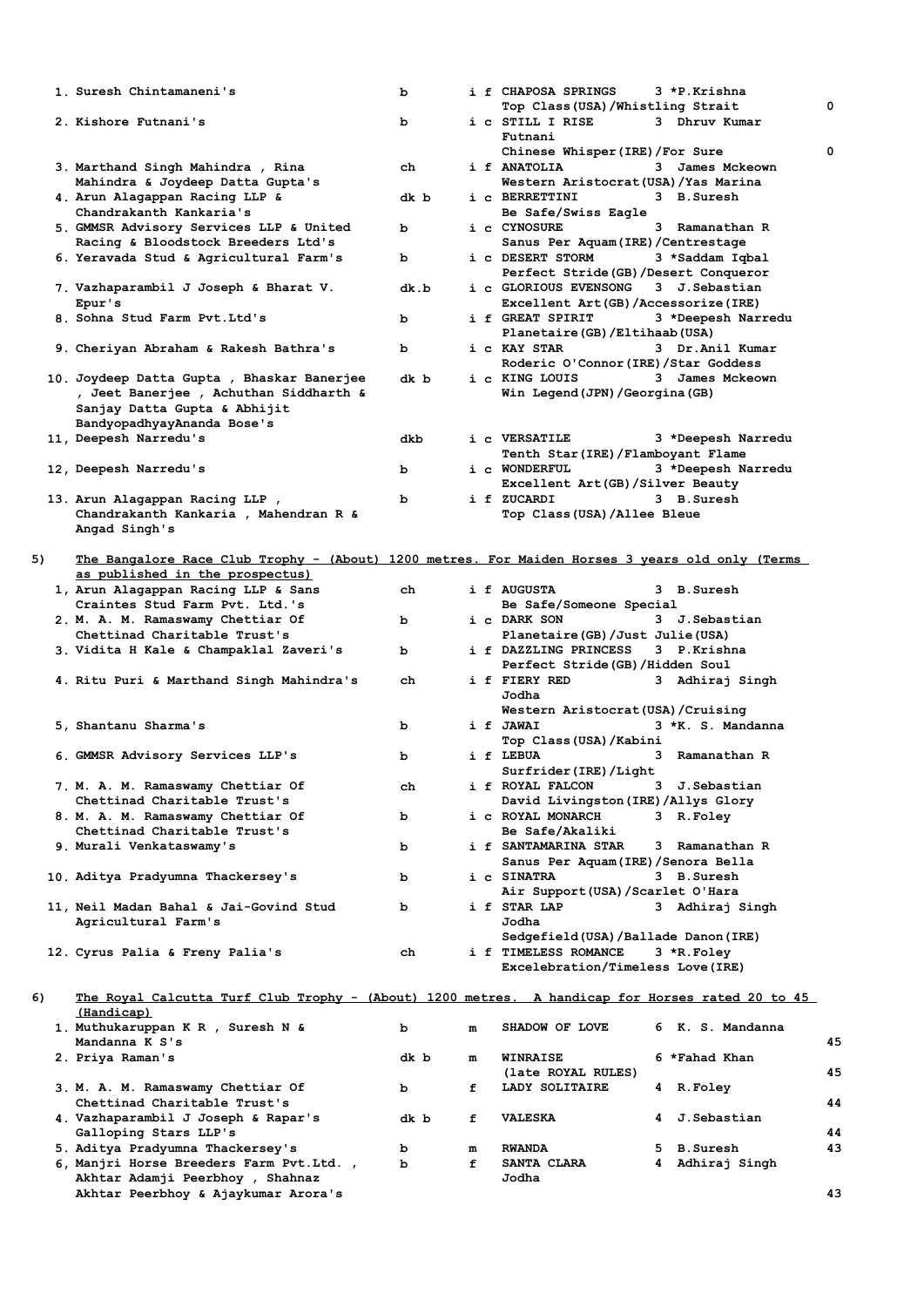| No. | Owner | Colour | Sex | Horse / Pedigree | Age | Jockey | Rating |
|---|---|---|---|---|---|---|---|
| 1. | Suresh Chintamaneni's | b | i f | CHAPOSA SPRINGS<br>Top Class(USA)/Whistling Strait | 3 | *P.Krishna | 0 |
| 2. | Kishore Futnani's | b | i c | STILL I RISE<br>Chinese Whisper(IRE)/For Sure | 3 | Dhruv Kumar Futnani | 0 |
| 3. | Marthand Singh Mahindra , Rina Mahindra & Joydeep Datta Gupta's | ch | i f | ANATOLIA<br>Western Aristocrat(USA)/Yas Marina | 3 | James Mckeown | |
| 4. | Arun Alagappan Racing LLP & Chandrakanth Kankaria's | dk b | i c | BERRETTINI<br>Be Safe/Swiss Eagle | 3 | B.Suresh | |
| 5. | GMMSR Advisory Services LLP & United Racing & Bloodstock Breeders Ltd's | b | i c | CYNOSURE<br>Sanus Per Aquam(IRE)/Centrestage | 3 | Ramanathan R | |
| 6. | Yeravada Stud & Agricultural Farm's | b | i c | DESERT STORM<br>Perfect Stride(GB)/Desert Conqueror | 3 | *Saddam Iqbal | |
| 7. | Vazhaparambil J Joseph & Bharat V. Epur's | dk.b | i c | GLORIOUS EVENSONG<br>Excellent Art(GB)/Accessorize(IRE) | 3 | J.Sebastian | |
| 8. | Sohna Stud Farm Pvt.Ltd's | b | i f | GREAT SPIRIT<br>Planetaire(GB)/Eltihaab(USA) | 3 | *Deepesh Narredu | |
| 9. | Cheriyan Abraham & Rakesh Bathra's | b | i c | KAY STAR<br>Roderic O'Connor(IRE)/Star Goddess | 3 | Dr.Anil Kumar | |
| 10. | Joydeep Datta Gupta , Bhaskar Banerjee , Jeet Banerjee , Achuthan Siddharth & Sanjay Datta Gupta & Abhijit BandyopadhyayAnanda Bose's | dk b | i c | KING LOUIS<br>Win Legend(JPN)/Georgina(GB) | 3 | James Mckeown | |
| 11, | Deepesh Narredu's | dkb | i c | VERSATILE<br>Tenth Star(IRE)/Flamboyant Flame | 3 | *Deepesh Narredu | |
| 12, | Deepesh Narredu's | b | i c | WONDERFUL<br>Excellent Art(GB)/Silver Beauty | 3 | *Deepesh Narredu | |
| 13. | Arun Alagappan Racing LLP , Chandrakanth Kankaria , Mahendran R & Angad Singh's | b | i f | ZUCARDI<br>Top Class(USA)/Allee Bleue | 3 | B.Suresh | |

5) The Bangalore Race Club Trophy - (About) 1200 metres. For Maiden Horses 3 years old only (Terms as published in the prospectus)

| No. | Owner | Colour | Sex | Horse / Pedigree | Age | Jockey |
|---|---|---|---|---|---|---|
| 1, | Arun Alagappan Racing LLP & Sans Craintes Stud Farm Pvt. Ltd.'s | ch | i f | AUGUSTA<br>Be Safe/Someone Special | 3 | B.Suresh |
| 2. | M. A. M. Ramaswamy Chettiar Of Chettinad Charitable Trust's | b | i c | DARK SON<br>Planetaire(GB)/Just Julie(USA) | 3 | J.Sebastian |
| 3. | Vidita H Kale & Champaklal Zaveri's | b | i f | DAZZLING PRINCESS<br>Perfect Stride(GB)/Hidden Soul | 3 | P.Krishna |
| 4. | Ritu Puri & Marthand Singh Mahindra's | ch | i f | FIERY RED<br>Western Aristocrat(USA)/Cruising | 3 | Adhiraj Singh Jodha |
| 5, | Shantanu Sharma's | b | i f | JAWAI<br>Top Class(USA)/Kabini | 3 | *K. S. Mandanna |
| 6. | GMMSR Advisory Services LLP's | b | i f | LEBUA<br>Surfrider(IRE)/Light | 3 | Ramanathan R |
| 7. | M. A. M. Ramaswamy Chettiar Of Chettinad Charitable Trust's | ch | i f | ROYAL FALCON<br>David Livingston(IRE)/Allys Glory | 3 | J.Sebastian |
| 8. | M. A. M. Ramaswamy Chettiar Of Chettinad Charitable Trust's | b | i c | ROYAL MONARCH<br>Be Safe/Akaliki | 3 | R.Foley |
| 9. | Murali Venkataswamy's | b | i f | SANTAMARINA STAR<br>Sanus Per Aquam(IRE)/Senora Bella | 3 | Ramanathan R |
| 10. | Aditya Pradyumna Thackersey's | b | i c | SINATRA<br>Air Support(USA)/Scarlet O'Hara | 3 | B.Suresh |
| 11, | Neil Madan Bahal & Jai-Govind Stud Agricultural Farm's | b | i f | STAR LAP<br>Sedgefield(USA)/Ballade Danon(IRE) | 3 | Adhiraj Singh Jodha |
| 12. | Cyrus Palia & Freny Palia's | ch | i f | TIMELESS ROMANCE<br>Excelebration/Timeless Love(IRE) | 3 | *R.Foley |

6) The Royal Calcutta Turf Club Trophy - (About) 1200 metres. A handicap for Horses rated 20 to 45 (Handicap)

| No. | Owner | Colour | Sex | Horse | Age | Jockey | Rating |
|---|---|---|---|---|---|---|---|
| 1, | Muthukaruppan K R , Suresh N & Mandanna K S's | b | m | SHADOW OF LOVE | 6 | K. S. Mandanna | 45 |
| 2. | Priya Raman's | dk b | m | WINRAISE<br>(late ROYAL RULES) | 6 | *Fahad Khan | 45 |
| 3. | M. A. M. Ramaswamy Chettiar Of Chettinad Charitable Trust's | b | f | LADY SOLITAIRE | 4 | R.Foley | 44 |
| 4. | Vazhaparambil J Joseph & Rapar's Galloping Stars LLP's | dk b | f | VALESKA | 4 | J.Sebastian | 44 |
| 5. | Aditya Pradyumna Thackersey's | b | m | RWANDA | 5 | B.Suresh | 43 |
| 6, | Manjri Horse Breeders Farm Pvt.Ltd. , Akhtar Adamji Peerbhoy , Shahnaz Akhtar Peerbhoy & Ajaykumar Arora's | b | f | SANTA CLARA | 4 | Adhiraj Singh Jodha | 43 |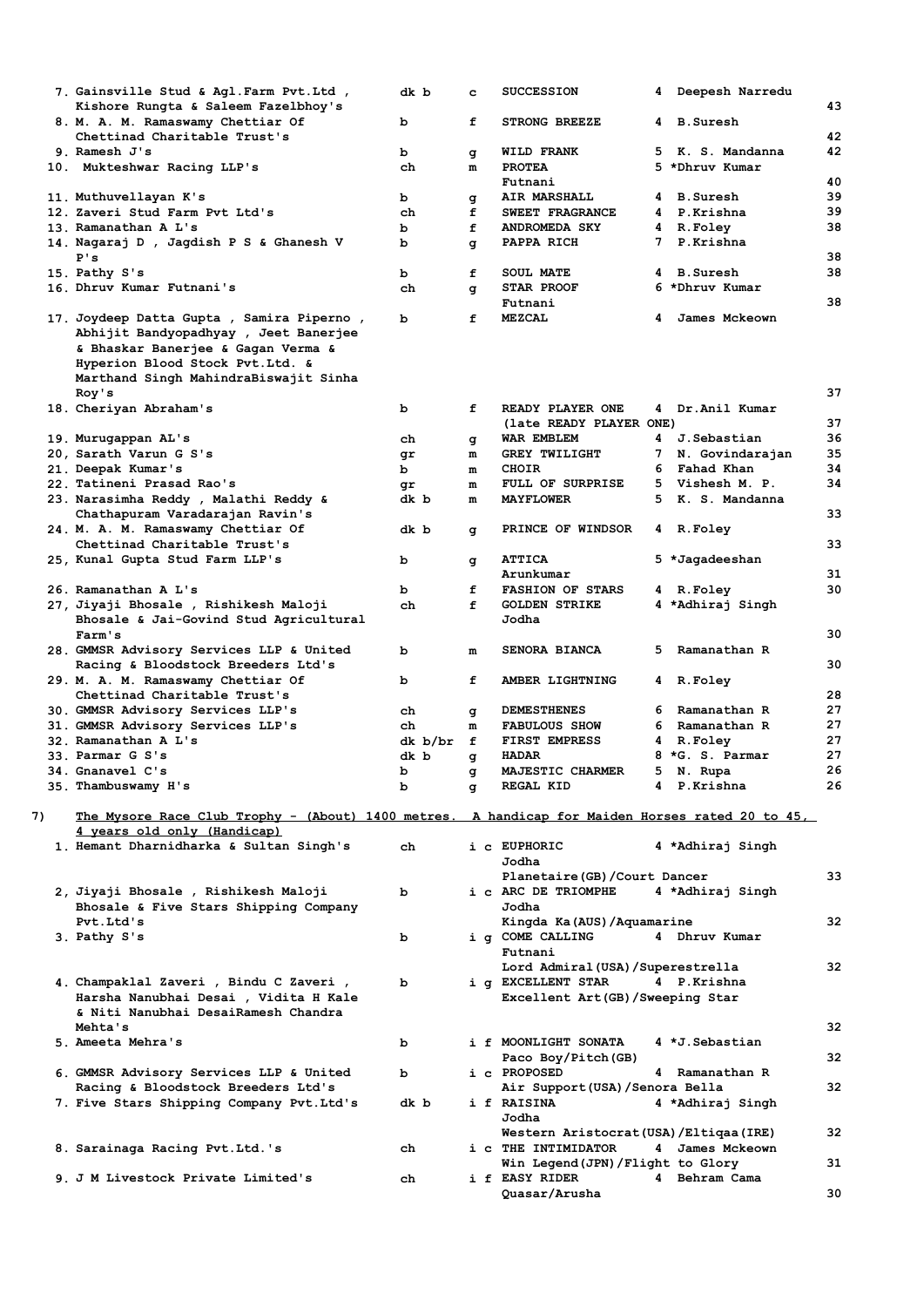| No. | Owner | Colour | Sex | Horse | Age | Trainer | Rating |
|---|---|---|---|---|---|---|---|
| 7. | Gainsville Stud & Agl.Farm Pvt.Ltd , Kishore Rungta & Saleem Fazelbhoy's | dk b | c | SUCCESSION | 4 | Deepesh Narredu | 43 |
| 8. | M. A. M. Ramaswamy Chettiar Of Chettinad Charitable Trust's | b | f | STRONG BREEZE | 4 | B.Suresh | 42 |
| 9. | Ramesh J's | b | g | WILD FRANK | 5 | K. S. Mandanna | 42 |
| 10. | Mukteshwar Racing LLP's | ch | m | PROTEA | 5 | *Dhruv Kumar Futnani | 40 |
| 11. | Muthuvellayan K's | b | g | AIR MARSHALL | 4 | B.Suresh | 39 |
| 12. | Zaveri Stud Farm Pvt Ltd's | ch | f | SWEET FRAGRANCE | 4 | P.Krishna | 39 |
| 13. | Ramanathan A L's | b | f | ANDROMEDA SKY | 4 | R.Foley | 38 |
| 14. | Nagaraj D , Jagdish P S & Ghanesh V P's | b | g | PAPPA RICH | 7 | P.Krishna | 38 |
| 15. | Pathy S's | b | f | SOUL MATE | 4 | B.Suresh | 38 |
| 16. | Dhruv Kumar Futnani's | ch | g | STAR PROOF | 6 | *Dhruv Kumar Futnani | 38 |
| 17. | Joydeep Datta Gupta , Samira Piperno , Abhijit Bandyopadhyay , Jeet Banerjee & Bhaskar Banerjee & Gagan Verma & Hyperion Blood Stock Pvt.Ltd. & Marthand Singh MahindraBiswajit Sinha Roy's | b | f | MEZCAL | 4 | James Mckeown | 37 |
| 18. | Cheriyan Abraham's | b | f | READY PLAYER ONE (late READY PLAYER ONE) | 4 | Dr.Anil Kumar | 37 |
| 19. | Murugappan AL's | ch | g | WAR EMBLEM | 4 | J.Sebastian | 36 |
| 20, | Sarath Varun G S's | gr | m | GREY TWILIGHT | 7 | N. Govindarajan | 35 |
| 21. | Deepak Kumar's | b | m | CHOIR | 6 | Fahad Khan | 34 |
| 22. | Tatineni Prasad Rao's | gr | m | FULL OF SURPRISE | 5 | Vishesh M. P. | 34 |
| 23. | Narasimha Reddy , Malathi Reddy & Chathapuram Varadarajan Ravin's | dk b | m | MAYFLOWER | 5 | K. S. Mandanna | 33 |
| 24. | M. A. M. Ramaswamy Chettiar Of Chettinad Charitable Trust's | dk b | g | PRINCE OF WINDSOR | 4 | R.Foley | 33 |
| 25, | Kunal Gupta Stud Farm LLP's | b | g | ATTICA | 5 | *Jagadeeshan Arunkumar | 31 |
| 26. | Ramanathan A L's | b | f | FASHION OF STARS | 4 | R.Foley | 30 |
| 27, | Jiyaji Bhosale , Rishikesh Maloji Bhosale & Jai-Govind Stud Agricultural Farm's | ch | f | GOLDEN STRIKE | 4 | *Adhiraj Singh Jodha | 30 |
| 28. | GMMSR Advisory Services LLP & United Racing & Bloodstock Breeders Ltd's | b | m | SENORA BIANCA | 5 | Ramanathan R | 30 |
| 29. | M. A. M. Ramaswamy Chettiar Of Chettinad Charitable Trust's | b | f | AMBER LIGHTNING | 4 | R.Foley | 28 |
| 30. | GMMSR Advisory Services LLP's | ch | g | DEMESTHENES | 6 | Ramanathan R | 27 |
| 31. | GMMSR Advisory Services LLP's | ch | m | FABULOUS SHOW | 6 | Ramanathan R | 27 |
| 32. | Ramanathan A L's | dk b/br | f | FIRST EMPRESS | 4 | R.Foley | 27 |
| 33. | Parmar G S's | dk b | g | HADAR | 8 | *G. S. Parmar | 27 |
| 34. | Gnanavel C's | b | g | MAJESTIC CHARMER | 5 | N. Rupa | 26 |
| 35. | Thambuswamy H's | b | g | REGAL KID | 4 | P.Krishna | 26 |

7) <u>The Mysore Race Club Trophy - (About) 1400 metres. A handicap for Maiden Horses rated 20 to 45, 4 years old only (Handicap)</u>

| No. | Owner | Colour | Sex | Horse / Pedigree | Age | Trainer | Rating |
|---|---|---|---|---|---|---|---|
| 1. | Hemant Dharnidharka & Sultan Singh's | ch | i c | EUPHORIC<br>Planetaire(GB)/Court Dancer | 4 | *Adhiraj Singh Jodha | 33 |
| 2, | Jiyaji Bhosale , Rishikesh Maloji Bhosale & Five Stars Shipping Company Pvt.Ltd's | b | i c | ARC DE TRIOMPHE<br>Kingda Ka(AUS)/Aquamarine | 4 | *Adhiraj Singh Jodha | 32 |
| 3. | Pathy S's | b | i g | COME CALLING<br>Lord Admiral(USA)/Superestrella | 4 | Dhruv Kumar Futnani | 32 |
| 4. | Champaklal Zaveri , Bindu C Zaveri , Harsha Nanubhai Desai , Vidita H Kale & Niti Nanubhai DesaiRamesh Chandra Mehta's | b | i g | EXCELLENT STAR<br>Excellent Art(GB)/Sweeping Star | 4 | P.Krishna | 32 |
| 5. | Ameeta Mehra's | b | i f | MOONLIGHT SONATA<br>Paco Boy/Pitch(GB) | 4 | *J.Sebastian | 32 |
| 6. | GMMSR Advisory Services LLP & United Racing & Bloodstock Breeders Ltd's | b | i c | PROPOSED<br>Air Support(USA)/Senora Bella | 4 | Ramanathan R | 32 |
| 7. | Five Stars Shipping Company Pvt.Ltd's | dk b | i f | RAISINA<br>Western Aristocrat(USA)/Eltiqaa(IRE) | 4 | *Adhiraj Singh Jodha | 32 |
| 8. | Sarainaga Racing Pvt.Ltd.'s | ch | i c | THE INTIMIDATOR<br>Win Legend(JPN)/Flight to Glory | 4 | James Mckeown | 31 |
| 9. | J M Livestock Private Limited's | ch | i f | EASY RIDER<br>Quasar/Arusha | 4 | Behram Cama | 30 |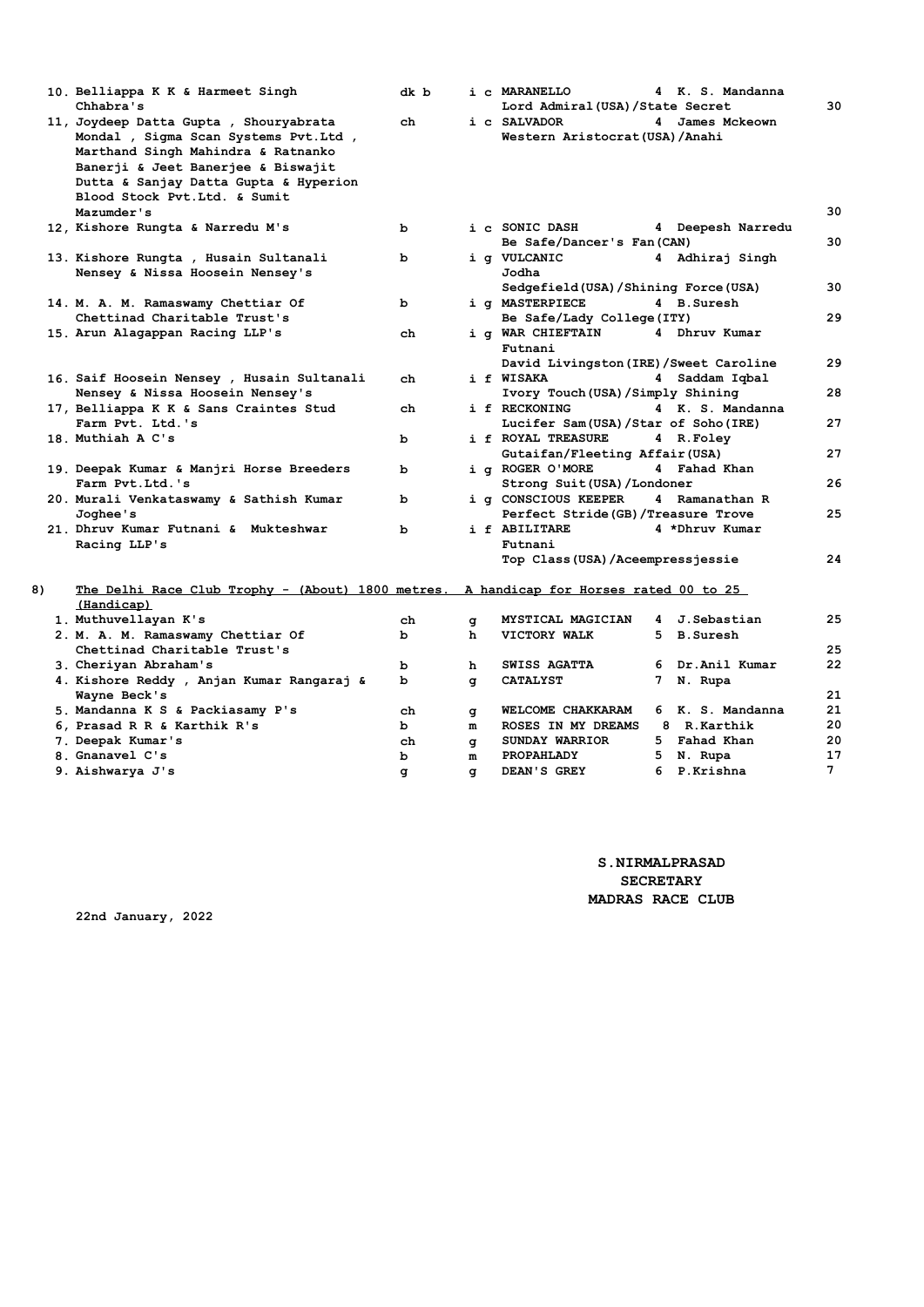| | | | | | |
|---|---|---|---|---|---|
| 10. Belliappa K K & Harmeet Singh Chhabra's | dk b | i c | MARANELLO<br>Lord Admiral(USA)/State Secret | 4 K. S. Mandanna | 30 |
| 11. Joydeep Datta Gupta , Shouryabrata Mondal , Sigma Scan Systems Pvt.Ltd , Marthand Singh Mahindra & Ratnanko Banerji & Jeet Banerjee & Biswajit Dutta & Sanjay Datta Gupta & Hyperion Blood Stock Pvt.Ltd. & Sumit Mazumder's | ch | i c | SALVADOR<br>Western Aristocrat(USA)/Anahi | 4 James Mckeown | 30 |
| 12. Kishore Rungta & Narredu M's | b | i c | SONIC DASH<br>Be Safe/Dancer's Fan(CAN) | 4 Deepesh Narredu | 30 |
| 13. Kishore Rungta , Husain Sultanali Nensey & Nissa Hoosein Nensey's | b | i g | VULCANIC<br>Sedgefield(USA)/Shining Force(USA) | 4 Adhiraj Singh Jodha | 30 |
| 14. M. A. M. Ramaswamy Chettiar Of Chettinad Charitable Trust's | b | i g | MASTERPIECE<br>Be Safe/Lady College(ITY) | 4 B.Suresh | 29 |
| 15. Arun Alagappan Racing LLP's | ch | i g | WAR CHIEFTAIN<br>David Livingston(IRE)/Sweet Caroline | 4 Dhruv Kumar Futnani | 29 |
| 16. Saif Hoosein Nensey , Husain Sultanali Nensey & Nissa Hoosein Nensey's | ch | i f | WISAKA<br>Ivory Touch(USA)/Simply Shining | 4 Saddam Iqbal | 28 |
| 17. Belliappa K K & Sans Craintes Stud Farm Pvt. Ltd.'s | ch | i f | RECKONING<br>Lucifer Sam(USA)/Star of Soho(IRE) | 4 K. S. Mandanna | 27 |
| 18. Muthiah A C's | b | i f | ROYAL TREASURE<br>Gutaifan/Fleeting Affair(USA) | 4 R.Foley | 27 |
| 19. Deepak Kumar & Manjri Horse Breeders Farm Pvt.Ltd.'s | b | i g | ROGER O'MORE<br>Strong Suit(USA)/Londoner | 4 Fahad Khan | 26 |
| 20. Murali Venkataswamy & Sathish Kumar Joghee's | b | i g | CONSCIOUS KEEPER<br>Perfect Stride(GB)/Treasure Trove | 4 Ramanathan R | 25 |
| 21. Dhruv Kumar Futnani & Mukteshwar Racing LLP's | b | i f | ABILITARE<br>Top Class(USA)/Aceempressjessie | 4 *Dhruv Kumar Futnani | 24 |

8) <u>The Delhi Race Club Trophy - (About) 1800 metres. A handicap for Horses rated 00 to 25 (Handicap)</u>

| | | | | | |
|---|---|---|---|---|---|
| 1. Muthuvellayan K's | ch | g | MYSTICAL MAGICIAN | 4 J.Sebastian | 25 |
| 2. M. A. M. Ramaswamy Chettiar Of Chettinad Charitable Trust's | b | h | VICTORY WALK | 5 B.Suresh | 25 |
| 3. Cheriyan Abraham's | b | h | SWISS AGATTA | 6 Dr.Anil Kumar | 22 |
| 4. Kishore Reddy , Anjan Kumar Rangaraj & Wayne Beck's | b | g | CATALYST | 7 N. Rupa | 21 |
| 5. Mandanna K S & Packiasamy P's | ch | g | WELCOME CHAKKARAM | 6 K. S. Mandanna | 21 |
| 6. Prasad R R & Karthik R's | b | m | ROSES IN MY DREAMS | 8 R.Karthik | 20 |
| 7. Deepak Kumar's | ch | g | SUNDAY WARRIOR | 5 Fahad Khan | 20 |
| 8. Gnanavel C's | b | m | PROPAHLADY | 5 N. Rupa | 17 |
| 9. Aishwarya J's | g | g | DEAN'S GREY | 6 P.Krishna | 7 |

**S.NIRMALPRASAD**
**SECRETARY**
**MADRAS RACE CLUB**

22nd January, 2022